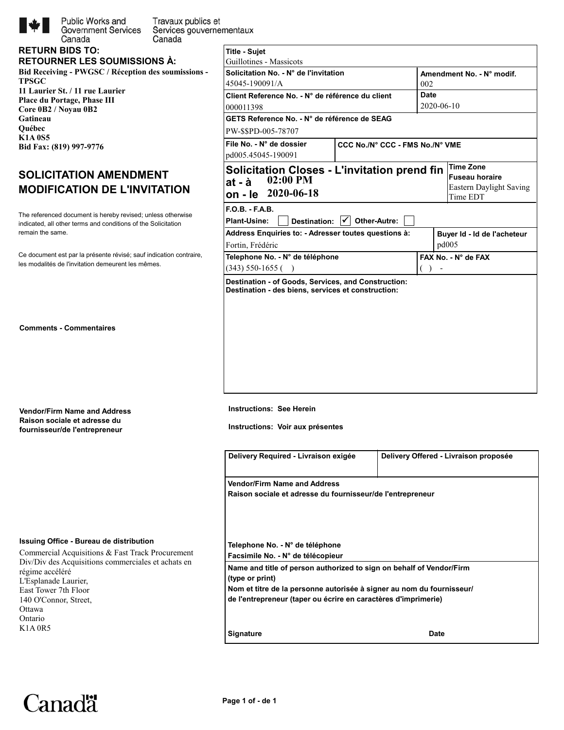Public Works and Government Services Canada
Travaux publics et Services gouvernementaux Canada

**RETURN BIDS TO:**
**RETOURNER LES SOUMISSIONS À:**

**Bid Receiving - PWGSC / Réception des soumissions - TPSGC**
**11 Laurier St. / 11 rue Laurier**
**Place du Portage, Phase III**
**Core 0B2 / Noyau 0B2**
**Gatineau**
**Québec**
**K1A 0S5**
**Bid Fax: (819) 997-9776**

## SOLICITATION AMENDMENT
## MODIFICATION DE L'INVITATION

The referenced document is hereby revised; unless otherwise indicated, all other terms and conditions of the Solicitation remain the same.

Ce document est par la présente révisé; sauf indication contraire, les modalités de l'invitation demeurent les mêmes.

**Comments - Commentaires**

**Vendor/Firm Name and Address**
**Raison sociale et adresse du fournisseur/de l'entrepreneur**

**Issuing Office - Bureau de distribution**

Commercial Acquisitions & Fast Track Procurement Div/Div des Acquisitions commerciales et achats en régime accéléré
L'Esplanade Laurier,
East Tower 7th Floor
140 O'Connor, Street,
Ottawa
Ontario
K1A 0R5

| | |
|---|---|
| **Title - Sujet** | Guillotines - Massicots |
| **Solicitation No. - N° de l'invitation** | 45045-190091/A |
| **Amendment No. - N° modif.** | 002 |
| **Client Reference No. - N° de référence du client** | 000011398 |
| **Date** | 2020-06-10 |
| **GETS Reference No. - N° de référence de SEAG** | PW-$$PD-005-78707 |
| **File No. - N° de dossier** | pd005.45045-190091 |
| **CCC No./N° CCC - FMS No./N° VME** | |
| **Solicitation Closes - L'invitation prend fin at - à** | 02:00 PM |
| **on - le** | 2020-06-18 |
| **Time Zone / Fuseau horaire** | Eastern Daylight Saving Time EDT |
| **F.O.B. - F.A.B.** | Plant-Usine: ☐ Destination: ☑ Other-Autre: ☐ |
| **Address Enquiries to: - Adresser toutes questions à:** | Fortin, Frédéric |
| **Buyer Id - Id de l'acheteur** | pd005 |
| **Telephone No. - N° de téléphone** | (343) 550-1655 ( ) |
| **FAX No. - N° de FAX** | ( ) - |
| **Destination - of Goods, Services, and Construction: / Destination - des biens, services et construction:** | |

**Instructions: See Herein**

**Instructions: Voir aux présentes**

| **Delivery Required - Livraison exigée** | **Delivery Offered - Livraison proposée** |
|---|---|
| | |

**Vendor/Firm Name and Address**
**Raison sociale et adresse du fournisseur/de l'entrepreneur**

**Telephone No. - N° de téléphone**
**Facsimile No. - N° de télécopieur**

**Name and title of person authorized to sign on behalf of Vendor/Firm (type or print)**
**Nom et titre de la personne autorisée à signer au nom du fournisseur/de l'entrepreneur (taper ou écrire en caractères d'imprimerie)**

**Signature** **Date**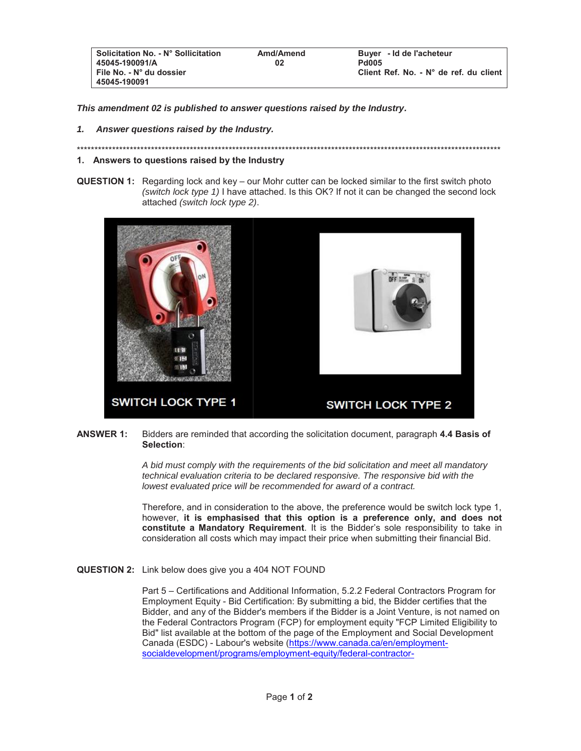| Solicitation No. - N° Sollicitation | Amd/Amend | Buyer - Id de l'acheteur |
| --- | --- | --- |
| 45045-190091/A | 02 | Pd005 |
| File No. - N° du dossier | | Client Ref. No. - N° de ref. du client |
| 45045-190091 | | |

***This amendment 02 is published to answer questions raised by the Industry.***

1. ***Answer questions raised by the Industry.***

*************************************************************************************************************************

## 1. Answers to questions raised by the Industry

**QUESTION 1:** Regarding lock and key – our Mohr cutter can be locked similar to the first switch photo *(switch lock type 1)* I have attached. Is this OK? If not it can be changed the second lock attached *(switch lock type 2)*.

SWITCH LOCK TYPE 1

SWITCH LOCK TYPE 2

**ANSWER 1:** Bidders are reminded that according the solicitation document, paragraph **4.4 Basis of Selection**:

> *A bid must comply with the requirements of the bid solicitation and meet all mandatory technical evaluation criteria to be declared responsive. The responsive bid with the lowest evaluated price will be recommended for award of a contract.*

Therefore, and in consideration to the above, the preference would be switch lock type 1, however, **it is emphasised that this option is a preference only, and does not constitute a Mandatory Requirement**. It is the Bidder's sole responsibility to take in consideration all costs which may impact their price when submitting their financial Bid.

**QUESTION 2:** Link below does give you a 404 NOT FOUND

Part 5 – Certifications and Additional Information, 5.2.2 Federal Contractors Program for Employment Equity - Bid Certification: By submitting a bid, the Bidder certifies that the Bidder, and any of the Bidder's members if the Bidder is a Joint Venture, is not named on the Federal Contractors Program (FCP) for employment equity "FCP Limited Eligibility to Bid" list available at the bottom of the page of the Employment and Social Development Canada (ESDC) - Labour's website (https://www.canada.ca/en/employment-socialdevelopment/programs/employment-equity/federal-contractor-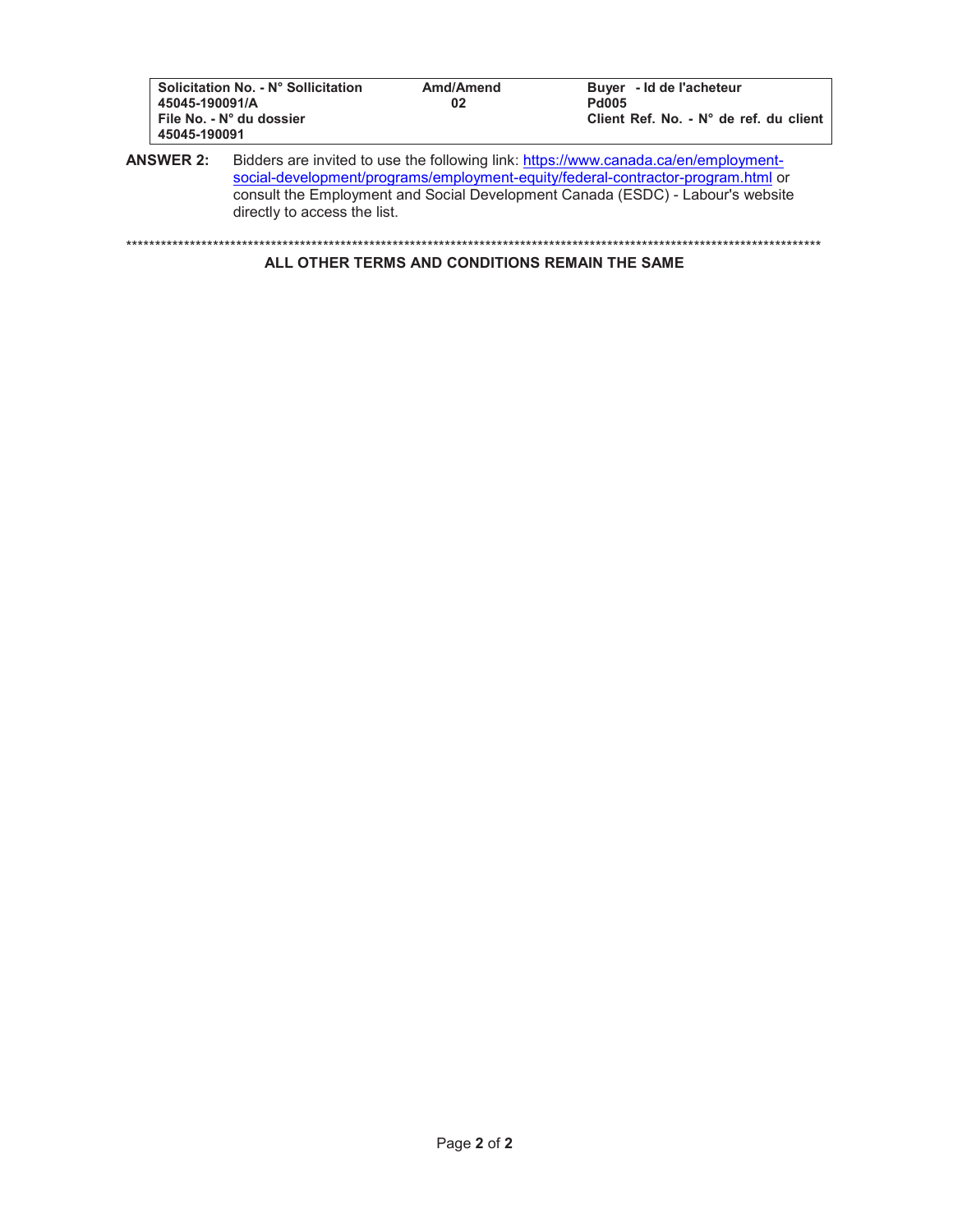| Solicitation No. - N° Sollicitation | Amd/Amend | Buyer - Id de l'acheteur |
|---|---|---|
| 45045-190091/A | 02 | Pd005 |
| File No. - N° du dossier | | Client Ref. No. - N° de ref. du client |
| 45045-190091 | | |

**ANSWER 2:** Bidders are invited to use the following link: [https://www.canada.ca/en/employment-social-development/programs/employment-equity/federal-contractor-program.html](https://www.canada.ca/en/employment-social-development/programs/employment-equity/federal-contractor-program.html) or consult the Employment and Social Development Canada (ESDC) - Labour's website directly to access the list.

**********************************************************************************************************************

**ALL OTHER TERMS AND CONDITIONS REMAIN THE SAME**